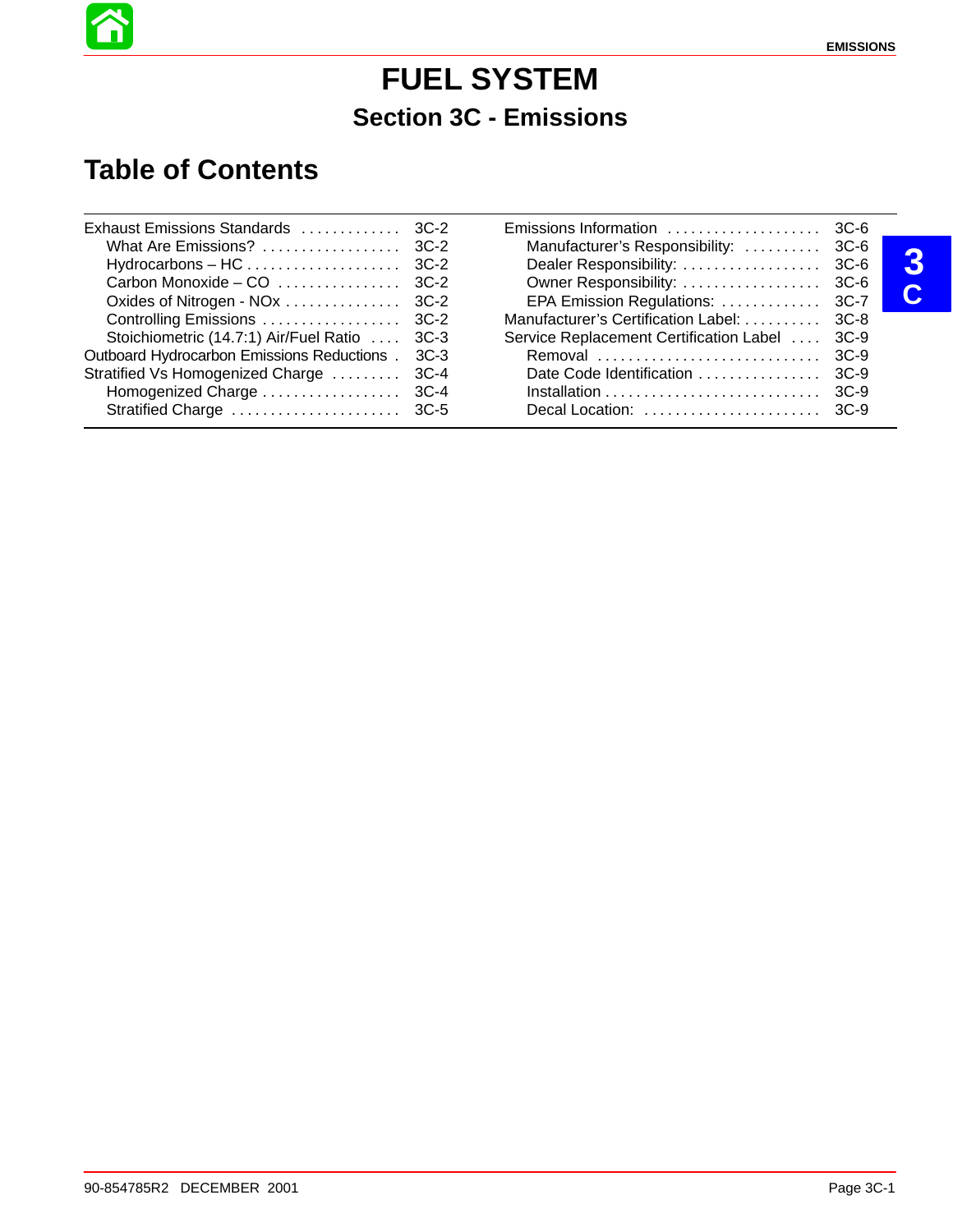# FUEL SYSTEM

## Section 3C - Emissions

## Table of Contents

| | |
|---|---|
| Exhaust Emissions Standards | 3C-2 |
| What Are Emissions? | 3C-2 |
| Hydrocarbons – HC | 3C-2 |
| Carbon Monoxide – CO | 3C-2 |
| Oxides of Nitrogen - NOx | 3C-2 |
| Controlling Emissions | 3C-2 |
| Stoichiometric (14.7:1) Air/Fuel Ratio | 3C-3 |
| Outboard Hydrocarbon Emissions Reductions | 3C-3 |
| Stratified Vs Homogenized Charge | 3C-4 |
| Homogenized Charge | 3C-4 |
| Stratified Charge | 3C-5 |
| Emissions Information | 3C-6 |
| Manufacturer's Responsibility: | 3C-6 |
| Dealer Responsibility: | 3C-6 |
| Owner Responsibility: | 3C-6 |
| EPA Emission Regulations: | 3C-7 |
| Manufacturer's Certification Label: | 3C-8 |
| Service Replacement Certification Label | 3C-9 |
| Removal | 3C-9 |
| Date Code Identification | 3C-9 |
| Installation | 3C-9 |
| Decal Location: | 3C-9 |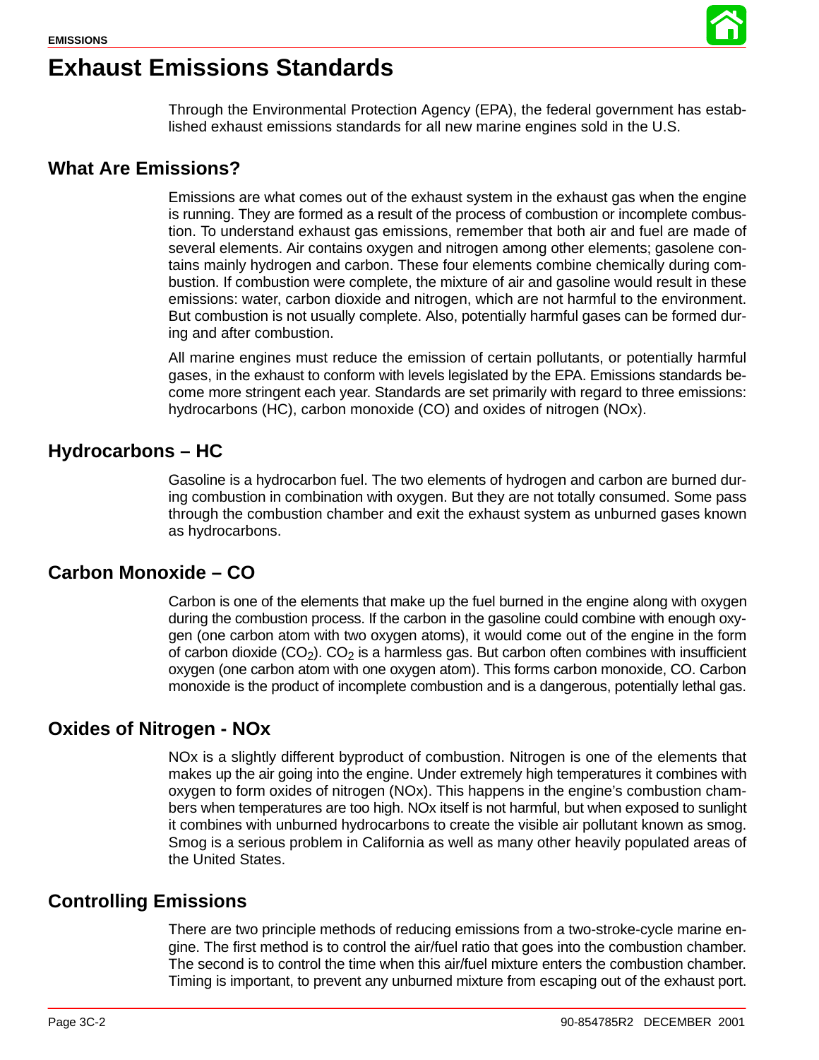# Exhaust Emissions Standards

Through the Environmental Protection Agency (EPA), the federal government has established exhaust emissions standards for all new marine engines sold in the U.S.

## What Are Emissions?

Emissions are what comes out of the exhaust system in the exhaust gas when the engine is running. They are formed as a result of the process of combustion or incomplete combustion. To understand exhaust gas emissions, remember that both air and fuel are made of several elements. Air contains oxygen and nitrogen among other elements; gasolene contains mainly hydrogen and carbon. These four elements combine chemically during combustion. If combustion were complete, the mixture of air and gasoline would result in these emissions: water, carbon dioxide and nitrogen, which are not harmful to the environment. But combustion is not usually complete. Also, potentially harmful gases can be formed during and after combustion.

All marine engines must reduce the emission of certain pollutants, or potentially harmful gases, in the exhaust to conform with levels legislated by the EPA. Emissions standards become more stringent each year. Standards are set primarily with regard to three emissions: hydrocarbons (HC), carbon monoxide (CO) and oxides of nitrogen (NOx).

## Hydrocarbons – HC

Gasoline is a hydrocarbon fuel. The two elements of hydrogen and carbon are burned during combustion in combination with oxygen. But they are not totally consumed. Some pass through the combustion chamber and exit the exhaust system as unburned gases known as hydrocarbons.

## Carbon Monoxide – CO

Carbon is one of the elements that make up the fuel burned in the engine along with oxygen during the combustion process. If the carbon in the gasoline could combine with enough oxygen (one carbon atom with two oxygen atoms), it would come out of the engine in the form of carbon dioxide ($CO_2$). $CO_2$ is a harmless gas. But carbon often combines with insufficient oxygen (one carbon atom with one oxygen atom). This forms carbon monoxide, CO. Carbon monoxide is the product of incomplete combustion and is a dangerous, potentially lethal gas.

## Oxides of Nitrogen - NOx

NOx is a slightly different byproduct of combustion. Nitrogen is one of the elements that makes up the air going into the engine. Under extremely high temperatures it combines with oxygen to form oxides of nitrogen (NOx). This happens in the engine's combustion chambers when temperatures are too high. NOx itself is not harmful, but when exposed to sunlight it combines with unburned hydrocarbons to create the visible air pollutant known as smog. Smog is a serious problem in California as well as many other heavily populated areas of the United States.

## Controlling Emissions

There are two principle methods of reducing emissions from a two-stroke-cycle marine engine. The first method is to control the air/fuel ratio that goes into the combustion chamber. The second is to control the time when this air/fuel mixture enters the combustion chamber. Timing is important, to prevent any unburned mixture from escaping out of the exhaust port.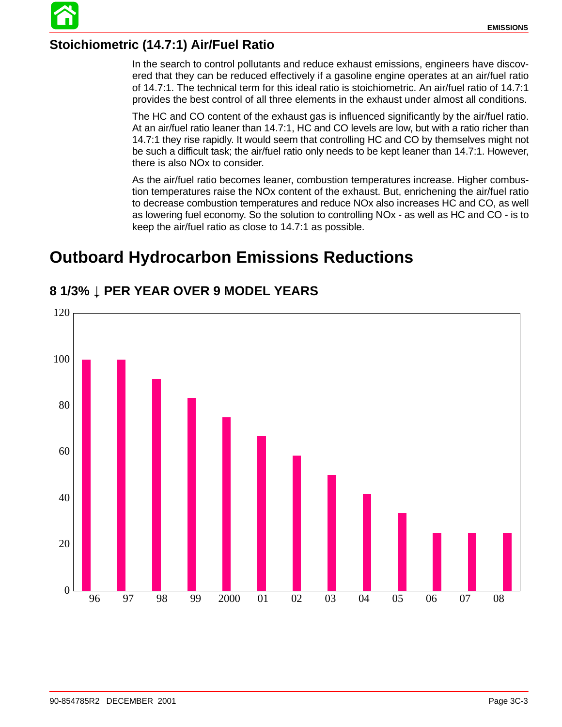## Stoichiometric (14.7:1) Air/Fuel Ratio

In the search to control pollutants and reduce exhaust emissions, engineers have discovered that they can be reduced effectively if a gasoline engine operates at an air/fuel ratio of 14.7:1. The technical term for this ideal ratio is stoichiometric. An air/fuel ratio of 14.7:1 provides the best control of all three elements in the exhaust under almost all conditions.

The HC and CO content of the exhaust gas is influenced significantly by the air/fuel ratio. At an air/fuel ratio leaner than 14.7:1, HC and CO levels are low, but with a ratio richer than 14.7:1 they rise rapidly. It would seem that controlling HC and CO by themselves might not be such a difficult task; the air/fuel ratio only needs to be kept leaner than 14.7:1. However, there is also NOx to consider.

As the air/fuel ratio becomes leaner, combustion temperatures increase. Higher combustion temperatures raise the NOx content of the exhaust. But, enrichening the air/fuel ratio to decrease combustion temperatures and reduce NOx also increases HC and CO, as well as lowering fuel economy. So the solution to controlling NOx - as well as HC and CO - is to keep the air/fuel ratio as close to 14.7:1 as possible.

# Outboard Hydrocarbon Emissions Reductions

### 8 1/3% ↓ PER YEAR OVER 9 MODEL YEARS

| Model Year | 96 | 97 | 98 | 99 | 2000 | 01 | 02 | 03 | 04 | 05 | 06 | 07 | 08 |
|---|---|---|---|---|---|---|---|---|---|---|---|---|---|
| HC Emissions (%) | 100 | 100 | 91.7 | 83.3 | 75 | 66.7 | 58.3 | 50 | 41.7 | 33.3 | 25 | 25 | 25 |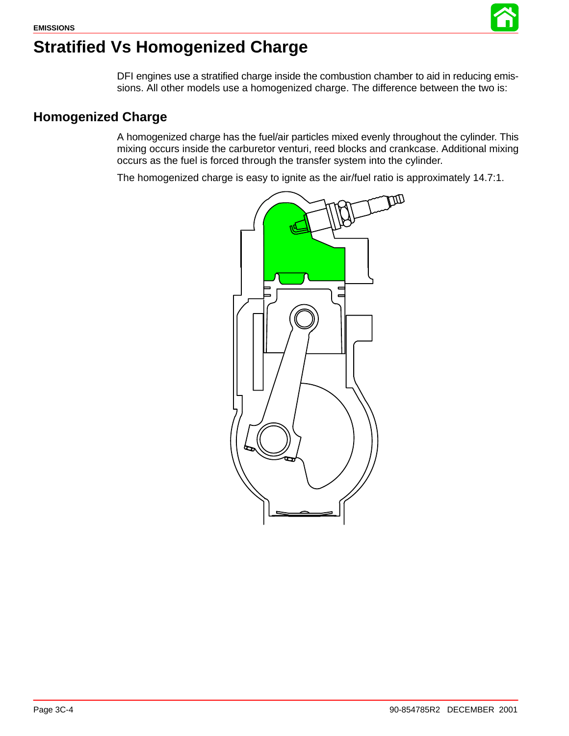# Stratified Vs Homogenized Charge

DFI engines use a stratified charge inside the combustion chamber to aid in reducing emissions. All other models use a homogenized charge. The difference between the two is:

## Homogenized Charge

A homogenized charge has the fuel/air particles mixed evenly throughout the cylinder. This mixing occurs inside the carburetor venturi, reed blocks and crankcase. Additional mixing occurs as the fuel is forced through the transfer system into the cylinder.

The homogenized charge is easy to ignite as the air/fuel ratio is approximately 14.7:1.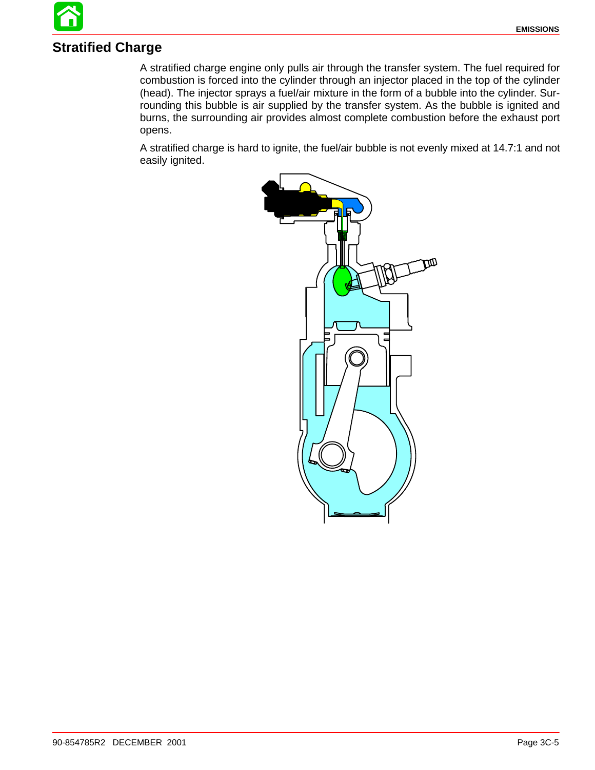## Stratified Charge

A stratified charge engine only pulls air through the transfer system. The fuel required for combustion is forced into the cylinder through an injector placed in the top of the cylinder (head). The injector sprays a fuel/air mixture in the form of a bubble into the cylinder. Surrounding this bubble is air supplied by the transfer system. As the bubble is ignited and burns, the surrounding air provides almost complete combustion before the exhaust port opens.

A stratified charge is hard to ignite, the fuel/air bubble is not evenly mixed at 14.7:1 and not easily ignited.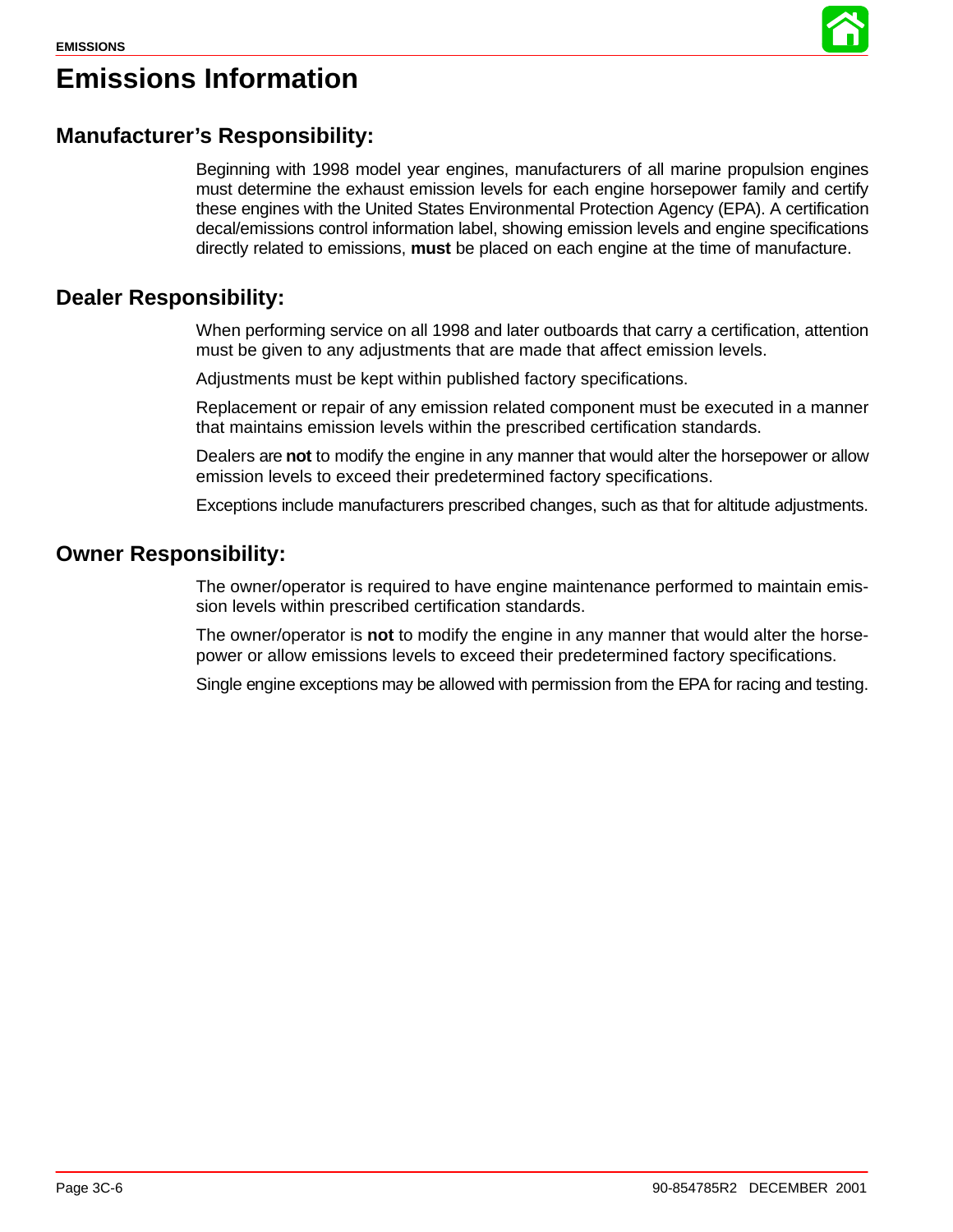# Emissions Information

## Manufacturer's Responsibility:

Beginning with 1998 model year engines, manufacturers of all marine propulsion engines must determine the exhaust emission levels for each engine horsepower family and certify these engines with the United States Environmental Protection Agency (EPA). A certification decal/emissions control information label, showing emission levels and engine specifications directly related to emissions, **must** be placed on each engine at the time of manufacture.

## Dealer Responsibility:

When performing service on all 1998 and later outboards that carry a certification, attention must be given to any adjustments that are made that affect emission levels.

Adjustments must be kept within published factory specifications.

Replacement or repair of any emission related component must be executed in a manner that maintains emission levels within the prescribed certification standards.

Dealers are **not** to modify the engine in any manner that would alter the horsepower or allow emission levels to exceed their predetermined factory specifications.

Exceptions include manufacturers prescribed changes, such as that for altitude adjustments.

## Owner Responsibility:

The owner/operator is required to have engine maintenance performed to maintain emission levels within prescribed certification standards.

The owner/operator is **not** to modify the engine in any manner that would alter the horsepower or allow emissions levels to exceed their predetermined factory specifications.

Single engine exceptions may be allowed with permission from the EPA for racing and testing.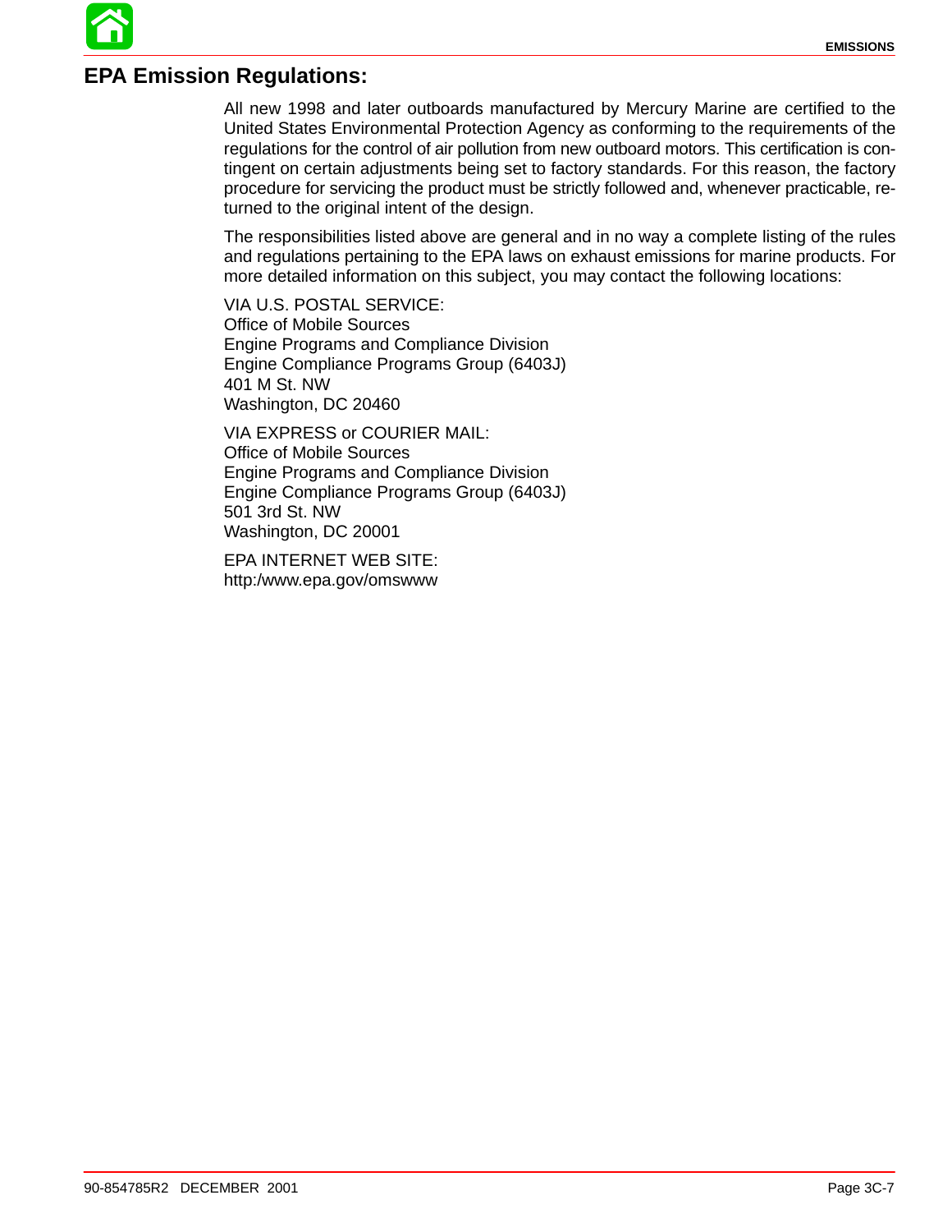## EPA Emission Regulations:

All new 1998 and later outboards manufactured by Mercury Marine are certified to the United States Environmental Protection Agency as conforming to the requirements of the regulations for the control of air pollution from new outboard motors. This certification is contingent on certain adjustments being set to factory standards. For this reason, the factory procedure for servicing the product must be strictly followed and, whenever practicable, returned to the original intent of the design.

The responsibilities listed above are general and in no way a complete listing of the rules and regulations pertaining to the EPA laws on exhaust emissions for marine products. For more detailed information on this subject, you may contact the following locations:

VIA U.S. POSTAL SERVICE:
Office of Mobile Sources
Engine Programs and Compliance Division
Engine Compliance Programs Group (6403J)
401 M St. NW
Washington, DC 20460

VIA EXPRESS or COURIER MAIL:
Office of Mobile Sources
Engine Programs and Compliance Division
Engine Compliance Programs Group (6403J)
501 3rd St. NW
Washington, DC 20001

EPA INTERNET WEB SITE:
http:/www.epa.gov/omswww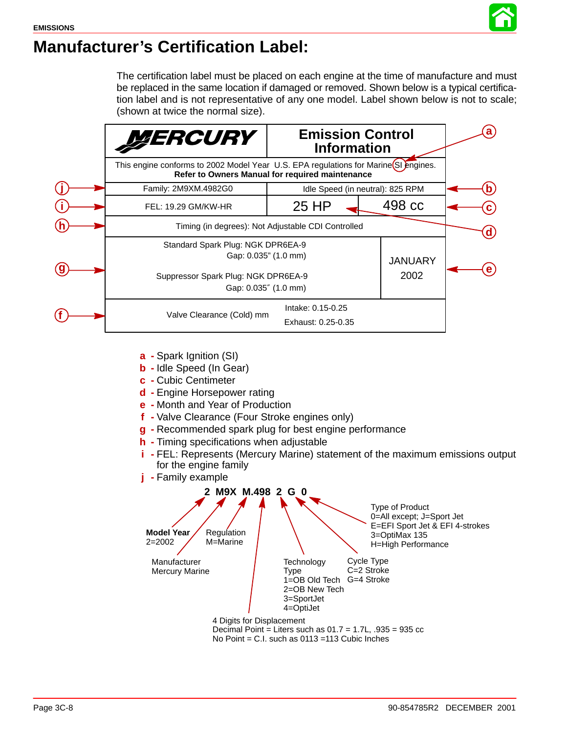# Manufacturer's Certification Label:

The certification label must be placed on each engine at the time of manufacture and must be replaced in the same location if damaged or removed. Shown below is a typical certification label and is not representative of any one model. Label shown below is not to scale; (shown at twice the normal size).

| MERCURY | Emission Control Information | |
|---|---|---|
| This engine conforms to 2002 Model Year U.S. EPA regulations for Marine SI engines. **Refer to Owners Manual for required maintenance** | | |
| Family: 2M9XM.4982G0 | Idle Speed (in neutral): 825 RPM | |
| FEL: 19.29 GM/KW-HR | 25 HP | 498 cc |
| Timing (in degrees): Not Adjustable CDI Controlled | | |
| Standard Spark Plug: NGK DPR6EA-9 Gap: 0.035" (1.0 mm)<br>Suppressor Spark Plug: NGK DPR6EA-9 Gap: 0.035" (1.0 mm) | JANUARY 2002 | |
| Valve Clearance (Cold) mm | Intake: 0.15-0.25<br>Exhaust: 0.25-0.35 | |

- **a** - Spark Ignition (SI)
- **b** - Idle Speed (In Gear)
- **c** - Cubic Centimeter
- **d** - Engine Horsepower rating
- **e** - Month and Year of Production
- **f** - Valve Clearance (Four Stroke engines only)
- **g** - Recommended spark plug for best engine performance
- **h** - Timing specifications when adjustable
- **i** - FEL: Represents (Mercury Marine) statement of the maximum emissions output for the engine family
- **j** - Family example

**2 M9X M.498 2 G 0**

- **Model Year** 2=2002
- Manufacturer Mercury Marine
- Regulation M=Marine
- 4 Digits for Displacement
  Decimal Point = Liters such as 01.7 = 1.7L, .935 = 935 cc
  No Point = C.I. such as 0113 =113 Cubic Inches
- Technology Type
  1=OB Old Tech
  2=OB New Tech
  3=SportJet
  4=OptiJet
- Cycle Type
  C=2 Stroke
  G=4 Stroke
- Type of Product
  0=All except; J=Sport Jet
  E=EFI Sport Jet & EFI 4-strokes
  3=OptiMax 135
  H=High Performance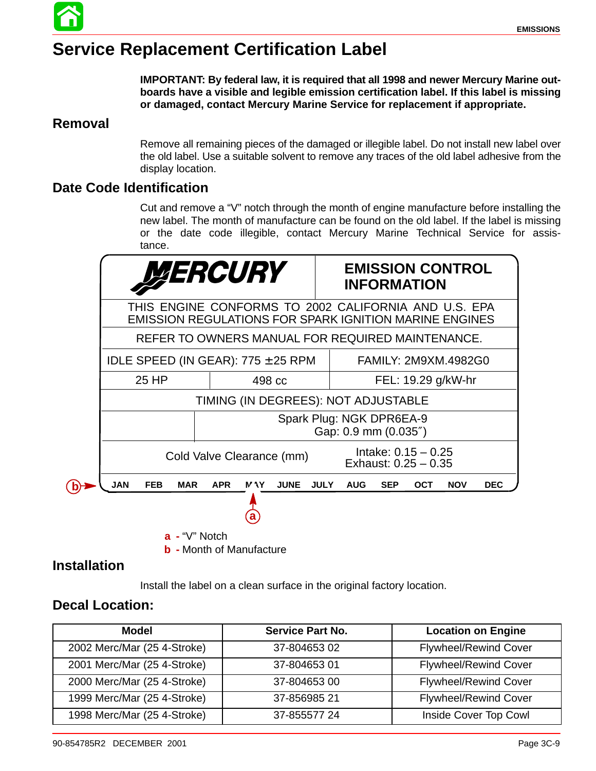# Service Replacement Certification Label

**IMPORTANT: By federal law, it is required that all 1998 and newer Mercury Marine outboards have a visible and legible emission certification label. If this label is missing or damaged, contact Mercury Marine Service for replacement if appropriate.**

## Removal

Remove all remaining pieces of the damaged or illegible label. Do not install new label over the old label. Use a suitable solvent to remove any traces of the old label adhesive from the display location.

## Date Code Identification

Cut and remove a "V" notch through the month of engine manufacture before installing the new label. The month of manufacture can be found on the old label. If the label is missing or the date code illegible, contact Mercury Marine Technical Service for assistance.

MERCURY

EMISSION CONTROL INFORMATION

THIS ENGINE CONFORMS TO 2002 CALIFORNIA AND U.S. EPA EMISSION REGULATIONS FOR SPARK IGNITION MARINE ENGINES

REFER TO OWNERS MANUAL FOR REQUIRED MAINTENANCE.

IDLE SPEED (IN GEAR): 775 ±25 RPM

FAMILY: 2M9XM.4982G0

25 HP

498 cc

FEL: 19.29 g/kW-hr

TIMING (IN DEGREES): NOT ADJUSTABLE

Spark Plug: NGK DPR6EA-9

Gap: 0.9 mm (0.035″)

Cold Valve Clearance (mm)

Intake: 0.15 – 0.25

Exhaust: 0.25 – 0.35

JAN FEB MAR APR MAY JUNE JULY AUG SEP OCT NOV DEC

a - "V" Notch

b - Month of Manufacture

## Installation

Install the label on a clean surface in the original factory location.

## Decal Location:

| Model | Service Part No. | Location on Engine |
|---|---|---|
| 2002 Merc/Mar (25 4-Stroke) | 37-804653 02 | Flywheel/Rewind Cover |
| 2001 Merc/Mar (25 4-Stroke) | 37-804653 01 | Flywheel/Rewind Cover |
| 2000 Merc/Mar (25 4-Stroke) | 37-804653 00 | Flywheel/Rewind Cover |
| 1999 Merc/Mar (25 4-Stroke) | 37-856985 21 | Flywheel/Rewind Cover |
| 1998 Merc/Mar (25 4-Stroke) | 37-855577 24 | Inside Cover Top Cowl |